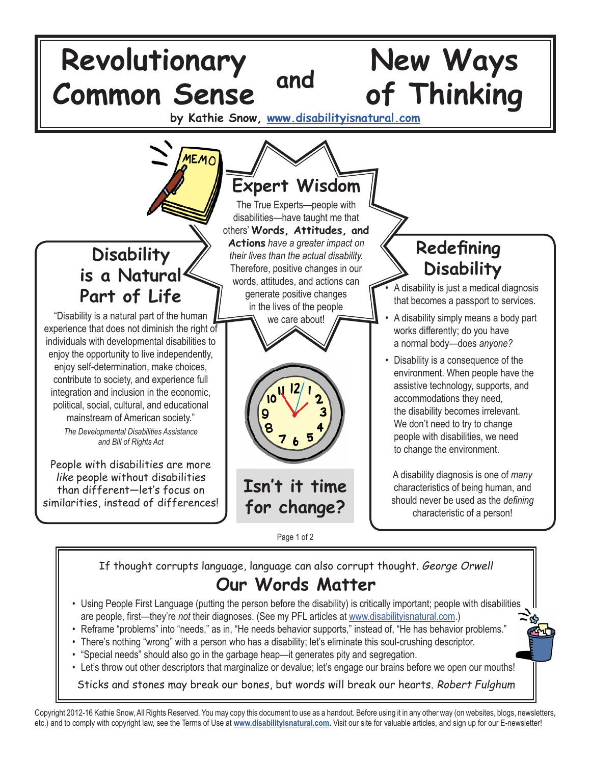# Revolutionary Common Sense and New Ways of Thinking

by Kathie Snow, www.disabilityisnatural.com

## Expert Wisdom

The True Experts—people with disabilities—have taught me that others' **Words, Attitudes, and Actions** *have a greater impact on their lives than the actual disability.* Therefore, positive changes in our words, attitudes, and actions can generate positive changes in the lives of the people we care about!

## Disability is a Natural Part of Life

"Disability is a natural part of the human experience that does not diminish the right of individuals with developmental disabilities to enjoy the opportunity to live independently, enjoy self-determination, make choices, contribute to society, and experience full integration and inclusion in the economic, political, social, cultural, and educational mainstream of American society."

*The Developmental Disabilities Assistance and Bill of Rights Act*

People with disabilities are more *like* people without disabilities than different—let's focus on similarities, instead of differences!

## Isn't it time for change?

## Redefining Disability

- A disability is just a medical diagnosis that becomes a passport to services.
- A disability simply means a body part works differently; do you have a normal body—does *anyone?*
- Disability is a consequence of the environment. When people have the assistive technology, supports, and accommodations they need, the disability becomes irrelevant. We don't need to try to change people with disabilities, we need to change the environment.

A disability diagnosis is one of *many* characteristics of being human, and should never be used as the *defining* characteristic of a person!

If thought corrupts language, language can also corrupt thought. *George Orwell*

## Our Words Matter

- Using People First Language (putting the person before the disability) is critically important; people with disabilities are people, first—they're *not* their diagnoses. (See my PFL articles at www.disabilityisnatural.com.)
- Reframe "problems" into "needs," as in, "He needs behavior supports," instead of, "He has behavior problems."
- There's nothing "wrong" with a person who has a disability; let's eliminate this soul-crushing descriptor.
- "Special needs" should also go in the garbage heap—it generates pity and segregation.
- Let's throw out other descriptors that marginalize or devalue; let's engage our brains before we open our mouths!

Sticks and stones may break our bones, but words will break our hearts. *Robert Fulghum*

Copyright 2012-16 Kathie Snow, All Rights Reserved. You may copy this document to use as a handout. Before using it in any other way (on websites, blogs, newsletters, etc.) and to comply with copyright law, see the Terms of Use at **www.disabilityisnatural.com.** Visit our site for valuable articles, and sign up for our E-newsletter!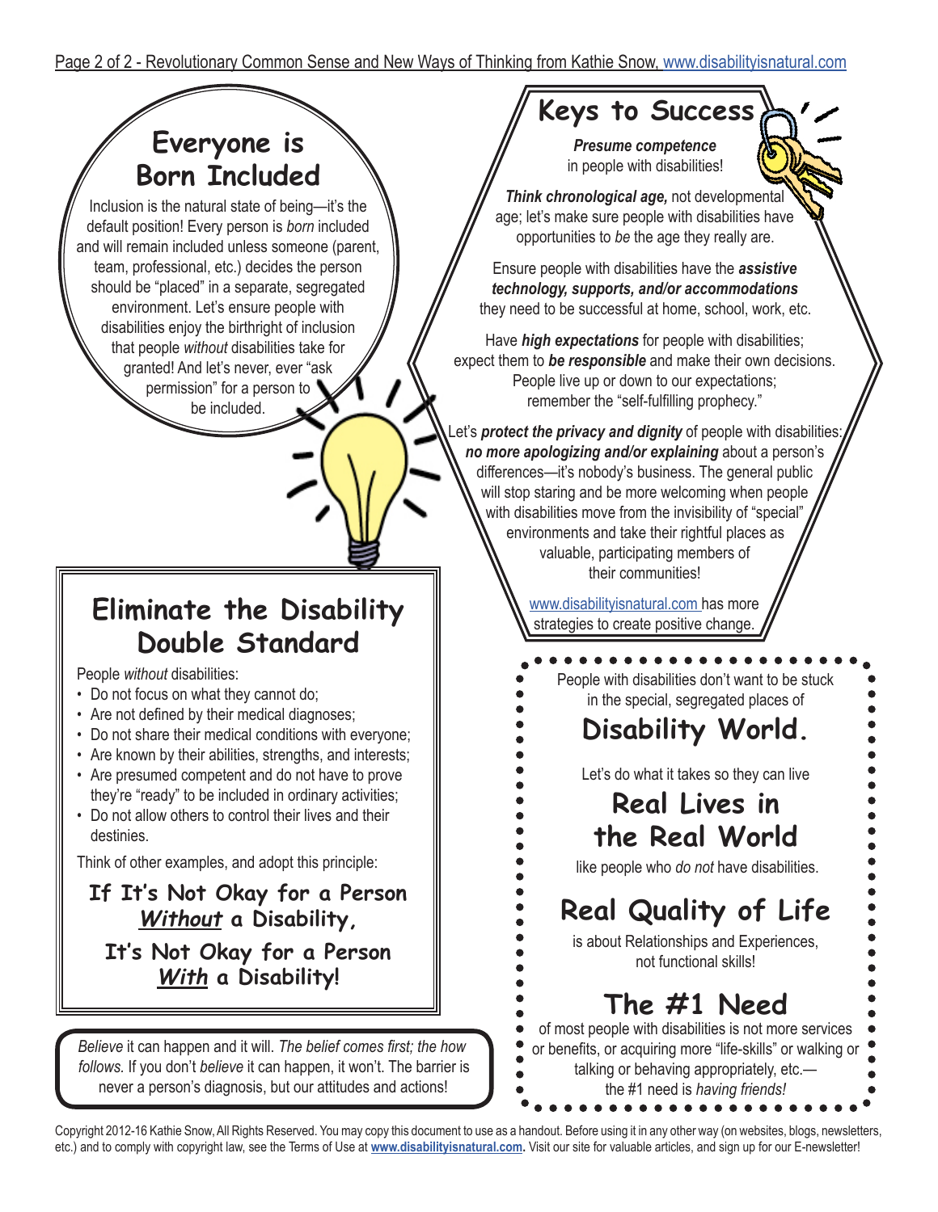## Everyone is Born Included

Inclusion is the natural state of being—it's the default position! Every person is *born* included and will remain included unless someone (parent, team, professional, etc.) decides the person should be "placed" in a separate, segregated environment. Let's ensure people with disabilities enjoy the birthright of inclusion that people *without* disabilities take for granted! And let's never, ever "ask permission" for a person to be included.

## Keys to Success

***Presume competence*** in people with disabilities!

***Think chronological age,*** not developmental age; let's make sure people with disabilities have opportunities to *be* the age they really are.

Ensure people with disabilities have the ***assistive technology, supports, and/or accommodations*** they need to be successful at home, school, work, etc.

Have ***high expectations*** for people with disabilities; expect them to ***be responsible*** and make their own decisions. People live up or down to our expectations; remember the "self-fulfilling prophecy."

Let's ***protect the privacy and dignity*** of people with disabilities: ***no more apologizing and/or explaining*** about a person's differences—it's nobody's business. The general public will stop staring and be more welcoming when people with disabilities move from the invisibility of "special" environments and take their rightful places as valuable, participating members of their communities!

www.disabilityisnatural.com has more strategies to create positive change.

## Eliminate the Disability Double Standard

People *without* disabilities:

- Do not focus on what they cannot do;
- Are not defined by their medical diagnoses;
- Do not share their medical conditions with everyone;
- Are known by their abilities, strengths, and interests;
- Are presumed competent and do not have to prove they're "ready" to be included in ordinary activities;
- Do not allow others to control their lives and their destinies.

Think of other examples, and adopt this principle:

**If It's Not Okay for a Person *Without* a Disability,**

**It's Not Okay for a Person *With* a Disability!**

People with disabilities don't want to be stuck in the special, segregated places of

## Disability World.

Let's do what it takes so they can live

## Real Lives in the Real World

like people who *do not* have disabilities.

## Real Quality of Life

is about Relationships and Experiences, not functional skills!

## The #1 Need

of most people with disabilities is not more services or benefits, or acquiring more "life-skills" or walking or talking or behaving appropriately, etc.—the #1 need is *having friends!*

*Believe* it can happen and it will. *The belief comes first; the how follows.* If you don't *believe* it can happen, it won't. The barrier is never a person's diagnosis, but our attitudes and actions!

Copyright 2012-16 Kathie Snow, All Rights Reserved. You may copy this document to use as a handout. Before using it in any other way (on websites, blogs, newsletters, etc.) and to comply with copyright law, see the Terms of Use at **www.disabilityisnatural.com.** Visit our site for valuable articles, and sign up for our E-newsletter!